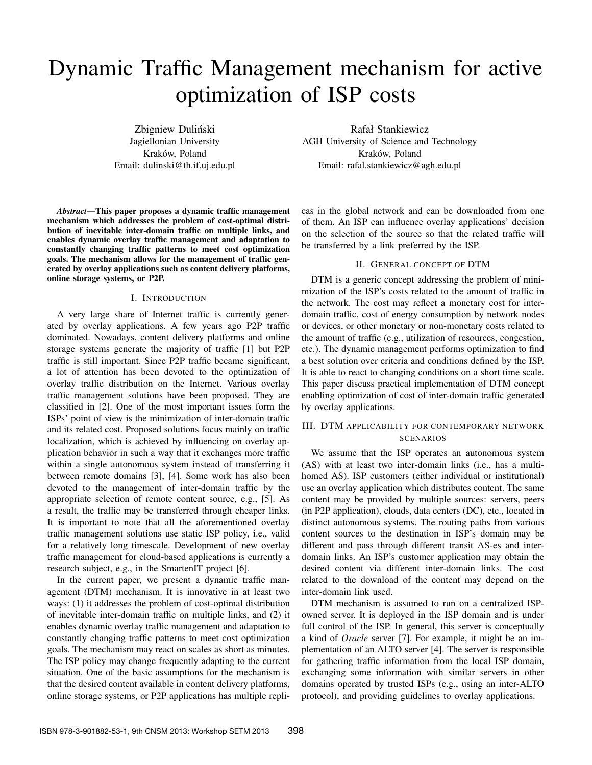# Dynamic Traffic Management mechanism for active optimization of ISP costs

Zbigniew Duliński
Jagiellonian University
Kraków, Poland
Email: dulinski@th.if.uj.edu.pl

Rafał Stankiewicz
AGH University of Science and Technology
Kraków, Poland
Email: rafal.stankiewicz@agh.edu.pl

***Abstract*—This paper proposes a dynamic traffic management mechanism which addresses the problem of cost-optimal distribution of inevitable inter-domain traffic on multiple links, and enables dynamic overlay traffic management and adaptation to constantly changing traffic patterns to meet cost optimization goals. The mechanism allows for the management of traffic generated by overlay applications such as content delivery platforms, online storage systems, or P2P.**

## I. Introduction

A very large share of Internet traffic is currently generated by overlay applications. A few years ago P2P traffic dominated. Nowadays, content delivery platforms and online storage systems generate the majority of traffic [1] but P2P traffic is still important. Since P2P traffic became significant, a lot of attention has been devoted to the optimization of overlay traffic distribution on the Internet. Various overlay traffic management solutions have been proposed. They are classified in [2]. One of the most important issues form the ISPs' point of view is the minimization of inter-domain traffic and its related cost. Proposed solutions focus mainly on traffic localization, which is achieved by influencing on overlay application behavior in such a way that it exchanges more traffic within a single autonomous system instead of transferring it between remote domains [3], [4]. Some work has also been devoted to the management of inter-domain traffic by the appropriate selection of remote content source, e.g., [5]. As a result, the traffic may be transferred through cheaper links. It is important to note that all the aforementioned overlay traffic management solutions use static ISP policy, i.e., valid for a relatively long timescale. Development of new overlay traffic management for cloud-based applications is currently a research subject, e.g., in the SmartenIT project [6].

In the current paper, we present a dynamic traffic management (DTM) mechanism. It is innovative in at least two ways: (1) it addresses the problem of cost-optimal distribution of inevitable inter-domain traffic on multiple links, and (2) it enables dynamic overlay traffic management and adaptation to constantly changing traffic patterns to meet cost optimization goals. The mechanism may react on scales as short as minutes. The ISP policy may change frequently adapting to the current situation. One of the basic assumptions for the mechanism is that the desired content available in content delivery platforms, online storage systems, or P2P applications has multiple replicas in the global network and can be downloaded from one of them. An ISP can influence overlay applications' decision on the selection of the source so that the related traffic will be transferred by a link preferred by the ISP.

## II. General concept of DTM

DTM is a generic concept addressing the problem of minimization of the ISP's costs related to the amount of traffic in the network. The cost may reflect a monetary cost for inter-domain traffic, cost of energy consumption by network nodes or devices, or other monetary or non-monetary costs related to the amount of traffic (e.g., utilization of resources, congestion, etc.). The dynamic management performs optimization to find a best solution over criteria and conditions defined by the ISP. It is able to react to changing conditions on a short time scale. This paper discuss practical implementation of DTM concept enabling optimization of cost of inter-domain traffic generated by overlay applications.

## III. DTM applicability for contemporary network scenarios

We assume that the ISP operates an autonomous system (AS) with at least two inter-domain links (i.e., has a multi-homed AS). ISP customers (either individual or institutional) use an overlay application which distributes content. The same content may be provided by multiple sources: servers, peers (in P2P application), clouds, data centers (DC), etc., located in distinct autonomous systems. The routing paths from various content sources to the destination in ISP's domain may be different and pass through different transit AS-es and inter-domain links. An ISP's customer application may obtain the desired content via different inter-domain links. The cost related to the download of the content may depend on the inter-domain link used.

DTM mechanism is assumed to run on a centralized ISP-owned server. It is deployed in the ISP domain and is under full control of the ISP. In general, this server is conceptually a kind of *Oracle* server [7]. For example, it might be an implementation of an ALTO server [4]. The server is responsible for gathering traffic information from the local ISP domain, exchanging some information with similar servers in other domains operated by trusted ISPs (e.g., using an inter-ALTO protocol), and providing guidelines to overlay applications.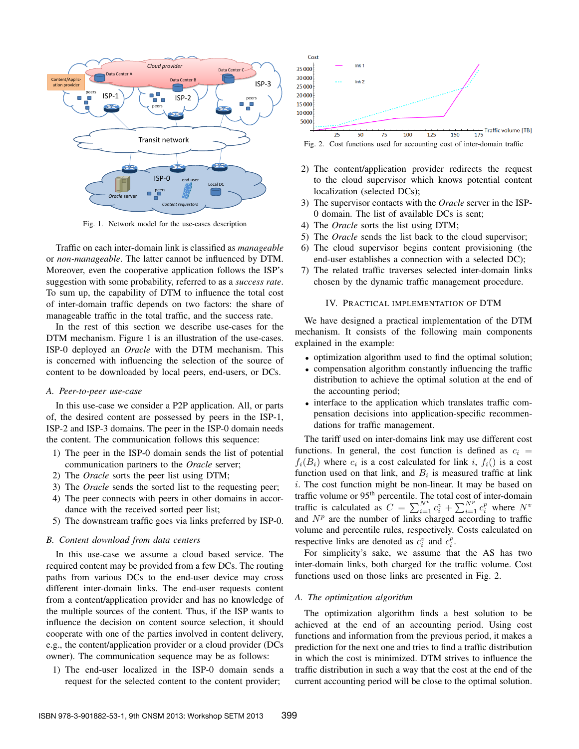Fig. 1. Network model for the use-cases description

Traffic on each inter-domain link is classified as *manageable* or *non-manageable*. The latter cannot be influenced by DTM. Moreover, even the cooperative application follows the ISP's suggestion with some probability, referred to as a *success rate*. To sum up, the capability of DTM to influence the total cost of inter-domain traffic depends on two factors: the share of manageable traffic in the total traffic, and the success rate.

In the rest of this section we describe use-cases for the DTM mechanism. Figure 1 is an illustration of the use-cases. ISP-0 deployed an *Oracle* with the DTM mechanism. This is concerned with influencing the selection of the source of content to be downloaded by local peers, end-users, or DCs.

### A. Peer-to-peer use-case

In this use-case we consider a P2P application. All, or parts of, the desired content are possessed by peers in the ISP-1, ISP-2 and ISP-3 domains. The peer in the ISP-0 domain needs the content. The communication follows this sequence:

1) The peer in the ISP-0 domain sends the list of potential communication partners to the *Oracle* server;
2) The *Oracle* sorts the peer list using DTM;
3) The *Oracle* sends the sorted list to the requesting peer;
4) The peer connects with peers in other domains in accordance with the received sorted peer list;
5) The downstream traffic goes via links preferred by ISP-0.

### B. Content download from data centers

In this use-case we assume a cloud based service. The required content may be provided from a few DCs. The routing paths from various DCs to the end-user device may cross different inter-domain links. The end-user requests content from a content/application provider and has no knowledge of the multiple sources of the content. Thus, if the ISP wants to influence the decision on content source selection, it should cooperate with one of the parties involved in content delivery, e.g., the content/application provider or a cloud provider (DCs owner). The communication sequence may be as follows:

1) The end-user localized in the ISP-0 domain sends a request for the selected content to the content provider;
2) The content/application provider redirects the request to the cloud supervisor which knows potential content localization (selected DCs);
3) The supervisor contacts with the *Oracle* server in the ISP-0 domain. The list of available DCs is sent;
4) The *Oracle* sorts the list using DTM;
5) The *Oracle* sends the list back to the cloud supervisor;
6) The cloud supervisor begins content provisioning (the end-user establishes a connection with a selected DC);
7) The related traffic traverses selected inter-domain links chosen by the dynamic traffic management procedure.

Fig. 2. Cost functions used for accounting cost of inter-domain traffic

## IV. Practical Implementation of DTM

We have designed a practical implementation of the DTM mechanism. It consists of the following main components explained in the example:

- optimization algorithm used to find the optimal solution;
- compensation algorithm constantly influencing the traffic distribution to achieve the optimal solution at the end of the accounting period;
- interface to the application which translates traffic compensation decisions into application-specific recommendations for traffic management.

The tariff used on inter-domains link may use different cost functions. In general, the cost function is defined as $c_i = f_i(B_i)$ where $c_i$ is a cost calculated for link $i$, $f_i()$ is a cost function used on that link, and $B_i$ is measured traffic at link $i$. The cost function might be non-linear. It may be based on traffic volume or 95[th] percentile. The total cost of inter-domain traffic is calculated as $C = \sum_{i=1}^{N^v} c_i^v + \sum_{i=1}^{N^p} c_i^p$ where $N^v$ and $N^p$ are the number of links charged according to traffic volume and percentile rules, respectively. Costs calculated on respective links are denoted as $c_i^v$ and $c_i^p$.

For simplicity's sake, we assume that the AS has two inter-domain links, both charged for the traffic volume. Cost functions used on those links are presented in Fig. 2.

### A. The optimization algorithm

The optimization algorithm finds a best solution to be achieved at the end of an accounting period. Using cost functions and information from the previous period, it makes a prediction for the next one and tries to find a traffic distribution in which the cost is minimized. DTM strives to influence the traffic distribution in such a way that the cost at the end of the current accounting period will be close to the optimal solution.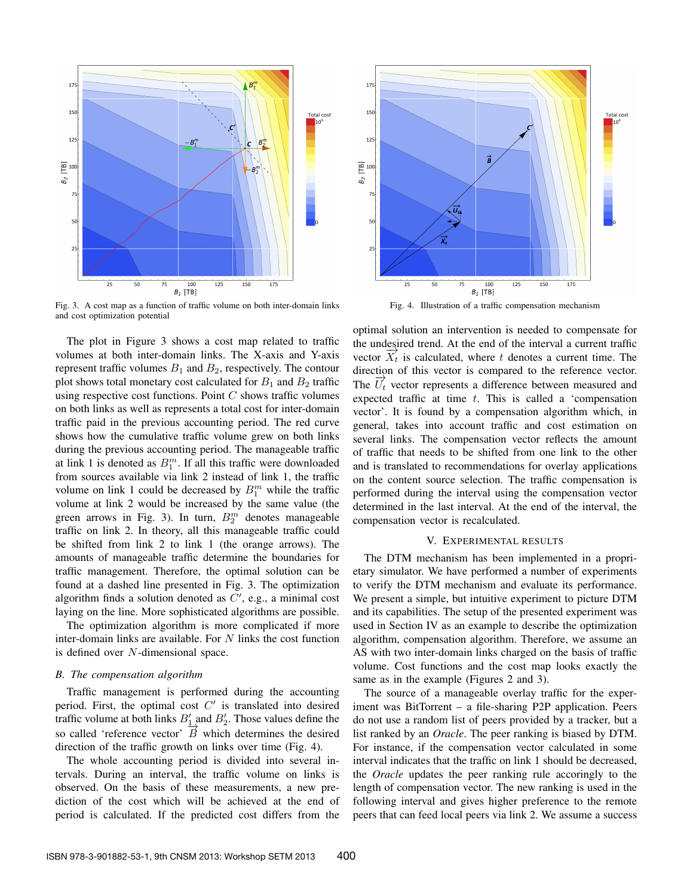Fig. 3. A cost map as a function of traffic volume on both inter-domain links and cost optimization potential

Fig. 4. Illustration of a traffic compensation mechanism

The plot in Figure 3 shows a cost map related to traffic volumes at both inter-domain links. The X-axis and Y-axis represent traffic volumes $B_1$ and $B_2$, respectively. The contour plot shows total monetary cost calculated for $B_1$ and $B_2$ traffic using respective cost functions. Point $C$ shows traffic volumes on both links as well as represents a total cost for inter-domain traffic paid in the previous accounting period. The red curve shows how the cumulative traffic volume grew on both links during the previous accounting period. The manageable traffic at link 1 is denoted as $B_1^m$. If all this traffic were downloaded from sources available via link 2 instead of link 1, the traffic volume on link 1 could be decreased by $B_1^m$ while the traffic volume at link 2 would be increased by the same value (the green arrows in Fig. 3). In turn, $B_2^m$ denotes manageable traffic on link 2. In theory, all this manageable traffic could be shifted from link 2 to link 1 (the orange arrows). The amounts of manageable traffic determine the boundaries for traffic management. Therefore, the optimal solution can be found at a dashed line presented in Fig. 3. The optimization algorithm finds a solution denoted as $C'$, e.g., a minimal cost laying on the line. More sophisticated algorithms are possible.

The optimization algorithm is more complicated if more inter-domain links are available. For $N$ links the cost function is defined over $N$-dimensional space.

### B. The compensation algorithm

Traffic management is performed during the accounting period. First, the optimal cost $C'$ is translated into desired traffic volume at both links $B_1'$ and $B_2'$. Those values define the so called 'reference vector' $\overrightarrow{B}$ which determines the desired direction of the traffic growth on links over time (Fig. 4).

The whole accounting period is divided into several intervals. During an interval, the traffic volume on links is observed. On the basis of these measurements, a new prediction of the cost which will be achieved at the end of period is calculated. If the predicted cost differs from the optimal solution an intervention is needed to compensate for the undesired trend. At the end of the interval a current traffic vector $\overrightarrow{X_t}$ is calculated, where $t$ denotes a current time. The direction of this vector is compared to the reference vector. The $\overrightarrow{U_t}$ vector represents a difference between measured and expected traffic at time $t$. This is called a 'compensation vector'. It is found by a compensation algorithm which, in general, takes into account traffic and cost estimation on several links. The compensation vector reflects the amount of traffic that needs to be shifted from one link to the other and is translated to recommendations for overlay applications on the content source selection. The traffic compensation is performed during the interval using the compensation vector determined in the last interval. At the end of the interval, the compensation vector is recalculated.

## V. Experimental Results

The DTM mechanism has been implemented in a proprietary simulator. We have performed a number of experiments to verify the DTM mechanism and evaluate its performance. We present a simple, but intuitive experiment to picture DTM and its capabilities. The setup of the presented experiment was used in Section IV as an example to describe the optimization algorithm, compensation algorithm. Therefore, we assume an AS with two inter-domain links charged on the basis of traffic volume. Cost functions and the cost map looks exactly the same as in the example (Figures 2 and 3).

The source of a manageable overlay traffic for the experiment was BitTorrent – a file-sharing P2P application. Peers do not use a random list of peers provided by a tracker, but a list ranked by an *Oracle*. The peer ranking is biased by DTM. For instance, if the compensation vector calculated in some interval indicates that the traffic on link 1 should be decreased, the *Oracle* updates the peer ranking rule accordingly to the length of compensation vector. The new ranking is used in the following interval and gives higher preference to the remote peers that can feed local peers via link 2. We assume a success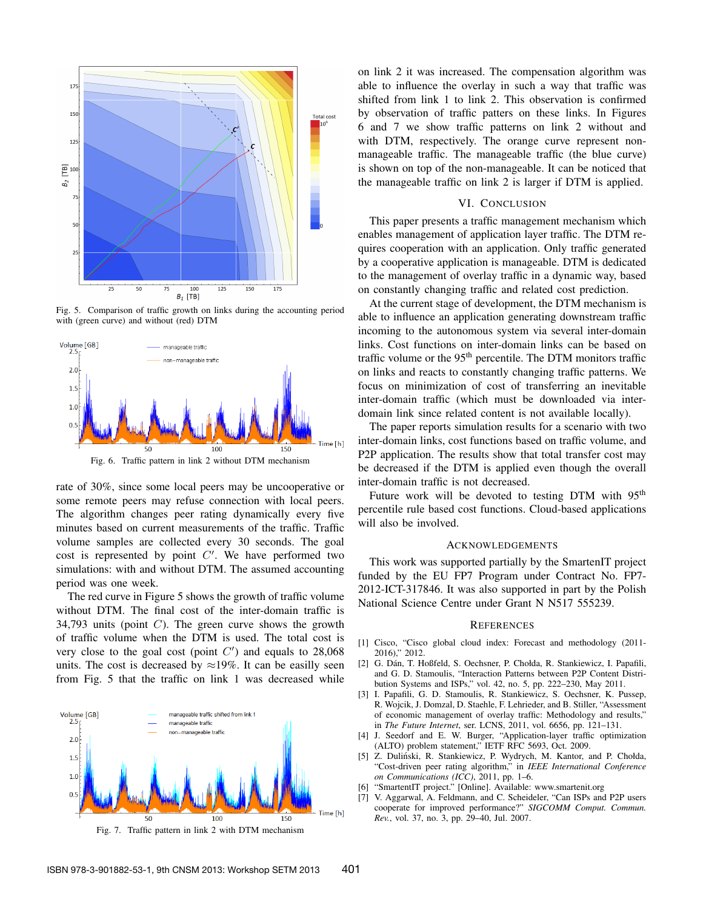Total cost
$10^6$
0

175
150
125
100
75
50
25
$B_2$ [TB]

25 50 75 100 125 150 175
$B_1$ [TB]

C'
C

Fig. 5. Comparison of traffic growth on links during the accounting period with (green curve) and without (red) DTM

Volume [GB]
2.5
2.0
1.5
1.0
0.5

manageable traffic
non–manageable traffic

50 100 150
Time [h]

Fig. 6. Traffic pattern in link 2 without DTM mechanism

rate of 30%, since some local peers may be uncooperative or some remote peers may refuse connection with local peers. The algorithm changes peer rating dynamically every five minutes based on current measurements of the traffic. Traffic volume samples are collected every 30 seconds. The goal cost is represented by point $C'$. We have performed two simulations: with and without DTM. The assumed accounting period was one week.

The red curve in Figure 5 shows the growth of traffic volume without DTM. The final cost of the inter-domain traffic is 34,793 units (point $C$). The green curve shows the growth of traffic volume when the DTM is used. The total cost is very close to the goal cost (point $C'$) and equals to 28,068 units. The cost is decreased by ≈19%. It can be easily seen from Fig. 5 that the traffic on link 1 was decreased while on link 2 it was increased. The compensation algorithm was able to influence the overlay in such a way that traffic was shifted from link 1 to link 2. This observation is confirmed by observation of traffic patters on these links. In Figures 6 and 7 we show traffic patterns on link 2 without and with DTM, respectively. The orange curve represent non-manageable traffic. The manageable traffic (the blue curve) is shown on top of the non-manageable. It can be noticed that the manageable traffic on link 2 is larger if DTM is applied.

Volume [GB]
2.5
2.0
1.5
1.0
0.5

manageable traffic shifted from link 1
manageable traffic
non–manageable traffic

50 100 150
Time [h]

Fig. 7. Traffic pattern in link 2 with DTM mechanism

## VI. Conclusion

This paper presents a traffic management mechanism which enables management of application layer traffic. The DTM requires cooperation with an application. Only traffic generated by a cooperative application is manageable. DTM is dedicated to the management of overlay traffic in a dynamic way, based on constantly changing traffic and related cost prediction.

At the current stage of development, the DTM mechanism is able to influence an application generating downstream traffic incoming to the autonomous system via several inter-domain links. Cost functions on inter-domain links can be based on traffic volume or the 95th percentile. The DTM monitors traffic on links and reacts to constantly changing traffic patterns. We focus on minimization of cost of transferring an inevitable inter-domain traffic (which must be downloaded via inter-domain link since related content is not available locally).

The paper reports simulation results for a scenario with two inter-domain links, cost functions based on traffic volume, and P2P application. The results show that total transfer cost may be decreased if the DTM is applied even though the overall inter-domain traffic is not decreased.

Future work will be devoted to testing DTM with 95th percentile rule based cost functions. Cloud-based applications will also be involved.

## Acknowledgements

This work was supported partially by the SmartenIT project funded by the EU FP7 Program under Contract No. FP7-2012-ICT-317846. It was also supported in part by the Polish National Science Centre under Grant N N517 555239.

## References

[1] Cisco, "Cisco global cloud index: Forecast and methodology (2011-2016)," 2012.

[2] G. Dán, T. Hoßfeld, S. Oechsner, P. Chołda, R. Stankiewicz, I. Papafili, and G. D. Stamoulis, "Interaction Patterns between P2P Content Distribution Systems and ISPs," vol. 42, no. 5, pp. 222–230, May 2011.

[3] I. Papafili, G. D. Stamoulis, R. Stankiewicz, S. Oechsner, K. Pussep, R. Wojcik, J. Domzal, D. Staehle, F. Lehrieder, and B. Stiller, "Assessment of economic management of overlay traffic: Methodology and results," in *The Future Internet*, ser. LCNS, 2011, vol. 6656, pp. 121–131.

[4] J. Seedorf and E. W. Burger, "Application-layer traffic optimization (ALTO) problem statement," IETF RFC 5693, Oct. 2009.

[5] Z. Duliński, R. Stankiewicz, P. Wydrych, M. Kantor, and P. Chołda, "Cost-driven peer rating algorithm," in *IEEE International Conference on Communications (ICC)*, 2011, pp. 1–6.

[6] "SmartenIT project." [Online]. Available: www.smartenit.org

[7] V. Aggarwal, A. Feldmann, and C. Scheideler, "Can ISPs and P2P users cooperate for improved performance?" *SIGCOMM Comput. Commun. Rev.*, vol. 37, no. 3, pp. 29–40, Jul. 2007.